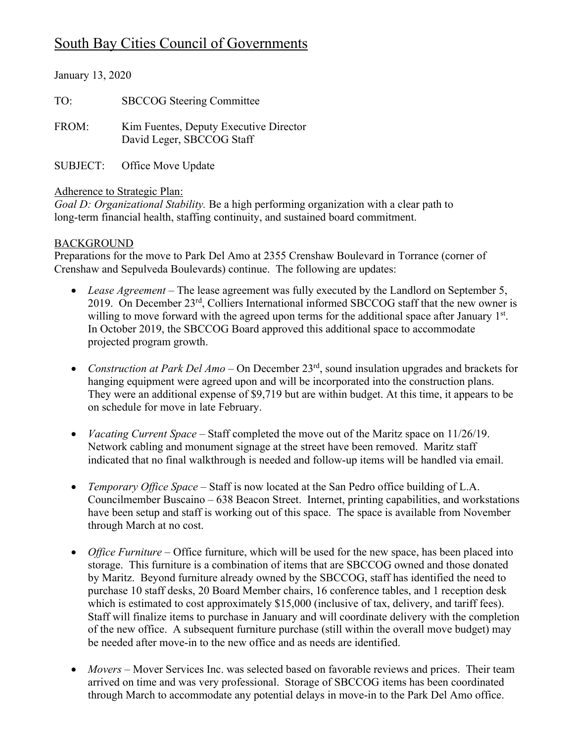# South Bay Cities Council of Governments

January 13, 2020

TO: SBCCOG Steering Committee

FROM: Kim Fuentes, Deputy Executive Director
David Leger, SBCCOG Staff

SUBJECT: Office Move Update

Adherence to Strategic Plan:
*Goal D: Organizational Stability.* Be a high performing organization with a clear path to long-term financial health, staffing continuity, and sustained board commitment.

## BACKGROUND

Preparations for the move to Park Del Amo at 2355 Crenshaw Boulevard in Torrance (corner of Crenshaw and Sepulveda Boulevards) continue. The following are updates:

- *Lease Agreement* – The lease agreement was fully executed by the Landlord on September 5, 2019. On December 23rd, Colliers International informed SBCCOG staff that the new owner is willing to move forward with the agreed upon terms for the additional space after January 1st. In October 2019, the SBCCOG Board approved this additional space to accommodate projected program growth.

- *Construction at Park Del Amo* – On December 23rd, sound insulation upgrades and brackets for hanging equipment were agreed upon and will be incorporated into the construction plans. They were an additional expense of $9,719 but are within budget. At this time, it appears to be on schedule for move in late February.

- *Vacating Current Space* – Staff completed the move out of the Maritz space on 11/26/19. Network cabling and monument signage at the street have been removed. Maritz staff indicated that no final walkthrough is needed and follow-up items will be handled via email.

- *Temporary Office Space* – Staff is now located at the San Pedro office building of L.A. Councilmember Buscaino – 638 Beacon Street. Internet, printing capabilities, and workstations have been setup and staff is working out of this space. The space is available from November through March at no cost.

- *Office Furniture* – Office furniture, which will be used for the new space, has been placed into storage. This furniture is a combination of items that are SBCCOG owned and those donated by Maritz. Beyond furniture already owned by the SBCCOG, staff has identified the need to purchase 10 staff desks, 20 Board Member chairs, 16 conference tables, and 1 reception desk which is estimated to cost approximately $15,000 (inclusive of tax, delivery, and tariff fees). Staff will finalize items to purchase in January and will coordinate delivery with the completion of the new office. A subsequent furniture purchase (still within the overall move budget) may be needed after move-in to the new office and as needs are identified.

- *Movers* – Mover Services Inc. was selected based on favorable reviews and prices. Their team arrived on time and was very professional. Storage of SBCCOG items has been coordinated through March to accommodate any potential delays in move-in to the Park Del Amo office.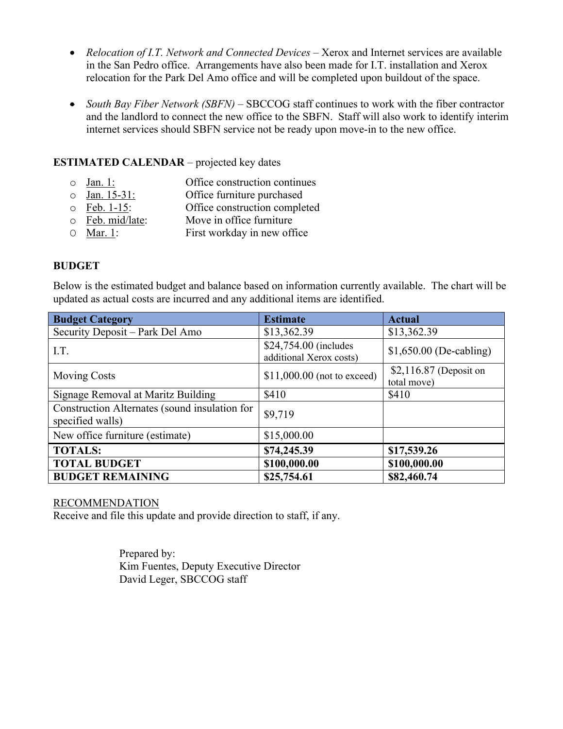- *Relocation of I.T. Network and Connected Devices* – Xerox and Internet services are available in the San Pedro office. Arrangements have also been made for I.T. installation and Xerox relocation for the Park Del Amo office and will be completed upon buildout of the space.

- *South Bay Fiber Network (SBFN)* – SBCCOG staff continues to work with the fiber contractor and the landlord to connect the new office to the SBFN. Staff will also work to identify interim internet services should SBFN service not be ready upon move-in to the new office.

**ESTIMATED CALENDAR** – projected key dates

- <u>Jan. 1:</u> Office construction continues
- <u>Jan. 15-31:</u> Office furniture purchased
- <u>Feb. 1-15</u>: Office construction completed
- <u>Feb. mid/late</u>: Move in office furniture
- <u>Mar. 1</u>: First workday in new office

**BUDGET**

Below is the estimated budget and balance based on information currently available. The chart will be updated as actual costs are incurred and any additional items are identified.

| Budget Category | Estimate | Actual |
|---|---|---|
| Security Deposit – Park Del Amo | $13,362.39 | $13,362.39 |
| I.T. | $24,754.00 (includes additional Xerox costs) | $1,650.00 (De-cabling) |
| Moving Costs | $11,000.00 (not to exceed) | $2,116.87 (Deposit on total move) |
| Signage Removal at Maritz Building | $410 | $410 |
| Construction Alternates (sound insulation for specified walls) | $9,719 | |
| New office furniture (estimate) | $15,000.00 | |
| **TOTALS:** | **$74,245.39** | **$17,539.26** |
| **TOTAL BUDGET** | **$100,000.00** | **$100,000.00** |
| **BUDGET REMAINING** | **$25,754.61** | **$82,460.74** |

<u>RECOMMENDATION</u>

Receive and file this update and provide direction to staff, if any.

Prepared by:
Kim Fuentes, Deputy Executive Director
David Leger, SBCCOG staff